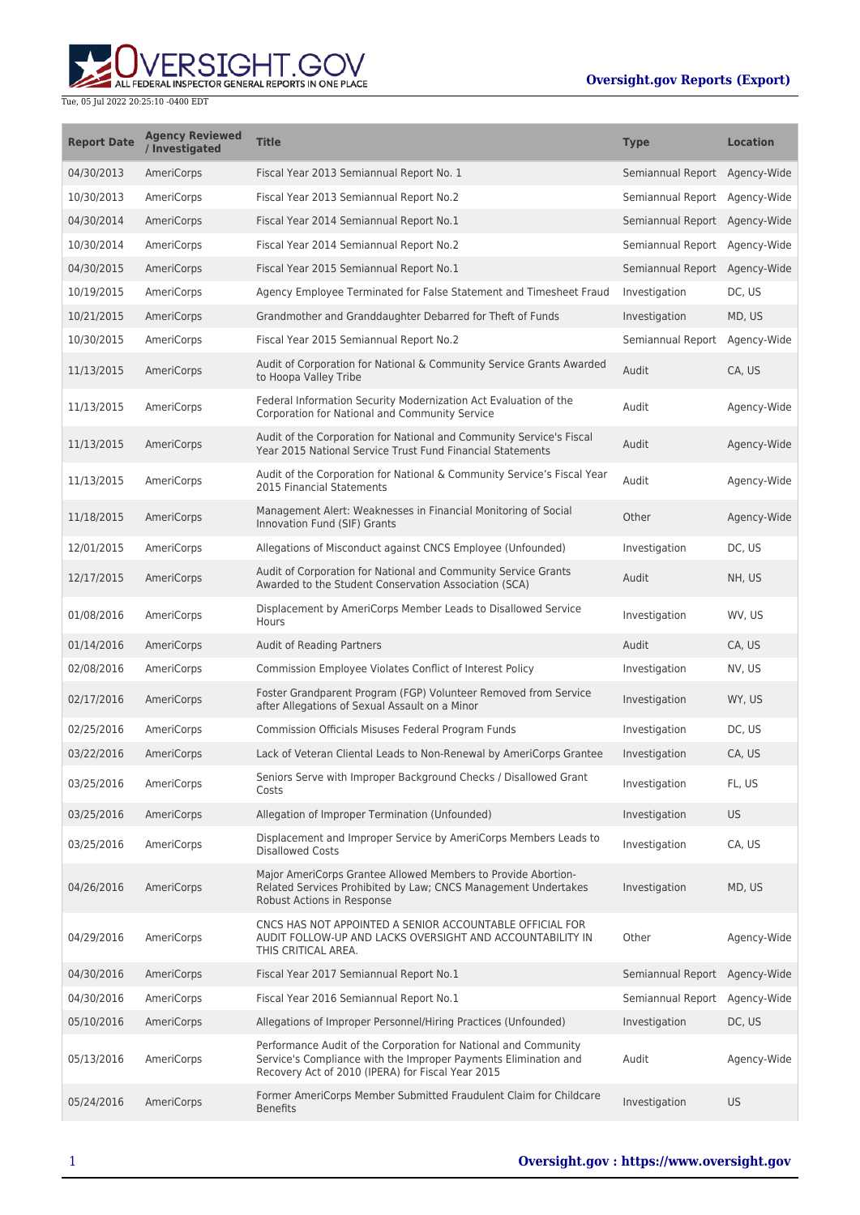Tue, 05 Jul 2022 20:25:10 -0400 EDT

**Oversight.gov Reports (Export)**

| Report Date | Agency Reviewed / Investigated | Title | Type | Location |
|---|---|---|---|---|
| 04/30/2013 | AmeriCorps | Fiscal Year 2013 Semiannual Report No. 1 | Semiannual Report | Agency-Wide |
| 10/30/2013 | AmeriCorps | Fiscal Year 2013 Semiannual Report No.2 | Semiannual Report | Agency-Wide |
| 04/30/2014 | AmeriCorps | Fiscal Year 2014 Semiannual Report No.1 | Semiannual Report | Agency-Wide |
| 10/30/2014 | AmeriCorps | Fiscal Year 2014 Semiannual Report No.2 | Semiannual Report | Agency-Wide |
| 04/30/2015 | AmeriCorps | Fiscal Year 2015 Semiannual Report No.1 | Semiannual Report | Agency-Wide |
| 10/19/2015 | AmeriCorps | Agency Employee Terminated for False Statement and Timesheet Fraud | Investigation | DC, US |
| 10/21/2015 | AmeriCorps | Grandmother and Granddaughter Debarred for Theft of Funds | Investigation | MD, US |
| 10/30/2015 | AmeriCorps | Fiscal Year 2015 Semiannual Report No.2 | Semiannual Report | Agency-Wide |
| 11/13/2015 | AmeriCorps | Audit of Corporation for National & Community Service Grants Awarded to Hoopa Valley Tribe | Audit | CA, US |
| 11/13/2015 | AmeriCorps | Federal Information Security Modernization Act Evaluation of the Corporation for National and Community Service | Audit | Agency-Wide |
| 11/13/2015 | AmeriCorps | Audit of the Corporation for National and Community Service's Fiscal Year 2015 National Service Trust Fund Financial Statements | Audit | Agency-Wide |
| 11/13/2015 | AmeriCorps | Audit of the Corporation for National & Community Service's Fiscal Year 2015 Financial Statements | Audit | Agency-Wide |
| 11/18/2015 | AmeriCorps | Management Alert: Weaknesses in Financial Monitoring of Social Innovation Fund (SIF) Grants | Other | Agency-Wide |
| 12/01/2015 | AmeriCorps | Allegations of Misconduct against CNCS Employee (Unfounded) | Investigation | DC, US |
| 12/17/2015 | AmeriCorps | Audit of Corporation for National and Community Service Grants Awarded to the Student Conservation Association (SCA) | Audit | NH, US |
| 01/08/2016 | AmeriCorps | Displacement by AmeriCorps Member Leads to Disallowed Service Hours | Investigation | WV, US |
| 01/14/2016 | AmeriCorps | Audit of Reading Partners | Audit | CA, US |
| 02/08/2016 | AmeriCorps | Commission Employee Violates Conflict of Interest Policy | Investigation | NV, US |
| 02/17/2016 | AmeriCorps | Foster Grandparent Program (FGP) Volunteer Removed from Service after Allegations of Sexual Assault on a Minor | Investigation | WY, US |
| 02/25/2016 | AmeriCorps | Commission Officials Misuses Federal Program Funds | Investigation | DC, US |
| 03/22/2016 | AmeriCorps | Lack of Veteran Cliental Leads to Non-Renewal by AmeriCorps Grantee | Investigation | CA, US |
| 03/25/2016 | AmeriCorps | Seniors Serve with Improper Background Checks / Disallowed Grant Costs | Investigation | FL, US |
| 03/25/2016 | AmeriCorps | Allegation of Improper Termination (Unfounded) | Investigation | US |
| 03/25/2016 | AmeriCorps | Displacement and Improper Service by AmeriCorps Members Leads to Disallowed Costs | Investigation | CA, US |
| 04/26/2016 | AmeriCorps | Major AmeriCorps Grantee Allowed Members to Provide Abortion-Related Services Prohibited by Law; CNCS Management Undertakes Robust Actions in Response | Investigation | MD, US |
| 04/29/2016 | AmeriCorps | CNCS HAS NOT APPOINTED A SENIOR ACCOUNTABLE OFFICIAL FOR AUDIT FOLLOW-UP AND LACKS OVERSIGHT AND ACCOUNTABILITY IN THIS CRITICAL AREA. | Other | Agency-Wide |
| 04/30/2016 | AmeriCorps | Fiscal Year 2017 Semiannual Report No.1 | Semiannual Report | Agency-Wide |
| 04/30/2016 | AmeriCorps | Fiscal Year 2016 Semiannual Report No.1 | Semiannual Report | Agency-Wide |
| 05/10/2016 | AmeriCorps | Allegations of Improper Personnel/Hiring Practices (Unfounded) | Investigation | DC, US |
| 05/13/2016 | AmeriCorps | Performance Audit of the Corporation for National and Community Service's Compliance with the Improper Payments Elimination and Recovery Act of 2010 (IPERA) for Fiscal Year 2015 | Audit | Agency-Wide |
| 05/24/2016 | AmeriCorps | Former AmeriCorps Member Submitted Fraudulent Claim for Childcare Benefits | Investigation | US |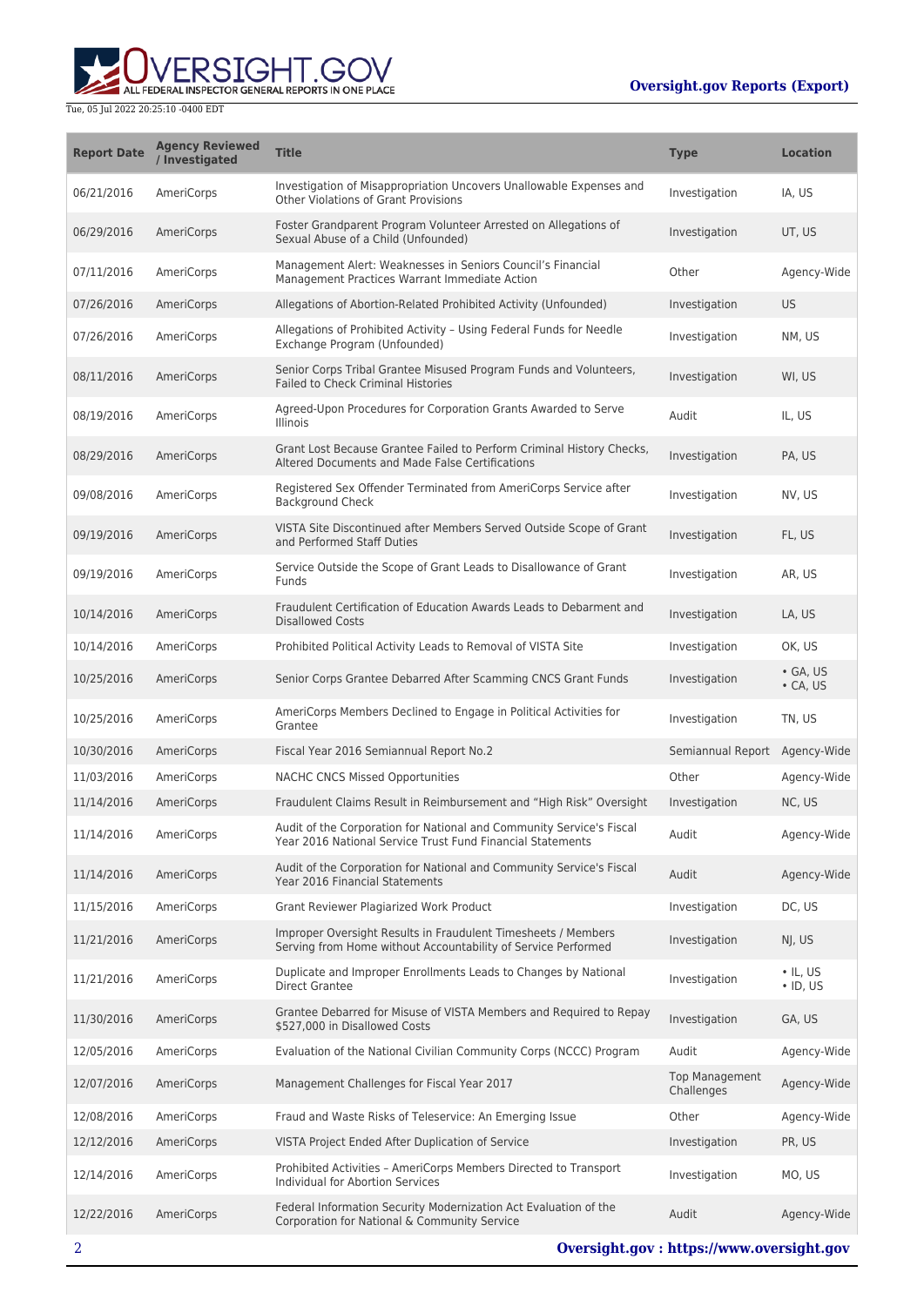| Report Date | Agency Reviewed / Investigated | Title | Type | Location |
| --- | --- | --- | --- | --- |
| 06/21/2016 | AmeriCorps | Investigation of Misappropriation Uncovers Unallowable Expenses and Other Violations of Grant Provisions | Investigation | IA, US |
| 06/29/2016 | AmeriCorps | Foster Grandparent Program Volunteer Arrested on Allegations of Sexual Abuse of a Child (Unfounded) | Investigation | UT, US |
| 07/11/2016 | AmeriCorps | Management Alert: Weaknesses in Seniors Council's Financial Management Practices Warrant Immediate Action | Other | Agency-Wide |
| 07/26/2016 | AmeriCorps | Allegations of Abortion-Related Prohibited Activity (Unfounded) | Investigation | US |
| 07/26/2016 | AmeriCorps | Allegations of Prohibited Activity – Using Federal Funds for Needle Exchange Program (Unfounded) | Investigation | NM, US |
| 08/11/2016 | AmeriCorps | Senior Corps Tribal Grantee Misused Program Funds and Volunteers, Failed to Check Criminal Histories | Investigation | WI, US |
| 08/19/2016 | AmeriCorps | Agreed-Upon Procedures for Corporation Grants Awarded to Serve Illinois | Audit | IL, US |
| 08/29/2016 | AmeriCorps | Grant Lost Because Grantee Failed to Perform Criminal History Checks, Altered Documents and Made False Certifications | Investigation | PA, US |
| 09/08/2016 | AmeriCorps | Registered Sex Offender Terminated from AmeriCorps Service after Background Check | Investigation | NV, US |
| 09/19/2016 | AmeriCorps | VISTA Site Discontinued after Members Served Outside Scope of Grant and Performed Staff Duties | Investigation | FL, US |
| 09/19/2016 | AmeriCorps | Service Outside the Scope of Grant Leads to Disallowance of Grant Funds | Investigation | AR, US |
| 10/14/2016 | AmeriCorps | Fraudulent Certification of Education Awards Leads to Debarment and Disallowed Costs | Investigation | LA, US |
| 10/14/2016 | AmeriCorps | Prohibited Political Activity Leads to Removal of VISTA Site | Investigation | OK, US |
| 10/25/2016 | AmeriCorps | Senior Corps Grantee Debarred After Scamming CNCS Grant Funds | Investigation | • GA, US<br>• CA, US |
| 10/25/2016 | AmeriCorps | AmeriCorps Members Declined to Engage in Political Activities for Grantee | Investigation | TN, US |
| 10/30/2016 | AmeriCorps | Fiscal Year 2016 Semiannual Report No.2 | Semiannual Report | Agency-Wide |
| 11/03/2016 | AmeriCorps | NACHC CNCS Missed Opportunities | Other | Agency-Wide |
| 11/14/2016 | AmeriCorps | Fraudulent Claims Result in Reimbursement and "High Risk" Oversight | Investigation | NC, US |
| 11/14/2016 | AmeriCorps | Audit of the Corporation for National and Community Service's Fiscal Year 2016 National Service Trust Fund Financial Statements | Audit | Agency-Wide |
| 11/14/2016 | AmeriCorps | Audit of the Corporation for National and Community Service's Fiscal Year 2016 Financial Statements | Audit | Agency-Wide |
| 11/15/2016 | AmeriCorps | Grant Reviewer Plagiarized Work Product | Investigation | DC, US |
| 11/21/2016 | AmeriCorps | Improper Oversight Results in Fraudulent Timesheets / Members Serving from Home without Accountability of Service Performed | Investigation | NJ, US |
| 11/21/2016 | AmeriCorps | Duplicate and Improper Enrollments Leads to Changes by National Direct Grantee | Investigation | • IL, US<br>• ID, US |
| 11/30/2016 | AmeriCorps | Grantee Debarred for Misuse of VISTA Members and Required to Repay $527,000 in Disallowed Costs | Investigation | GA, US |
| 12/05/2016 | AmeriCorps | Evaluation of the National Civilian Community Corps (NCCC) Program | Audit | Agency-Wide |
| 12/07/2016 | AmeriCorps | Management Challenges for Fiscal Year 2017 | Top Management Challenges | Agency-Wide |
| 12/08/2016 | AmeriCorps | Fraud and Waste Risks of Teleservice: An Emerging Issue | Other | Agency-Wide |
| 12/12/2016 | AmeriCorps | VISTA Project Ended After Duplication of Service | Investigation | PR, US |
| 12/14/2016 | AmeriCorps | Prohibited Activities – AmeriCorps Members Directed to Transport Individual for Abortion Services | Investigation | MO, US |
| 12/22/2016 | AmeriCorps | Federal Information Security Modernization Act Evaluation of the Corporation for National & Community Service | Audit | Agency-Wide |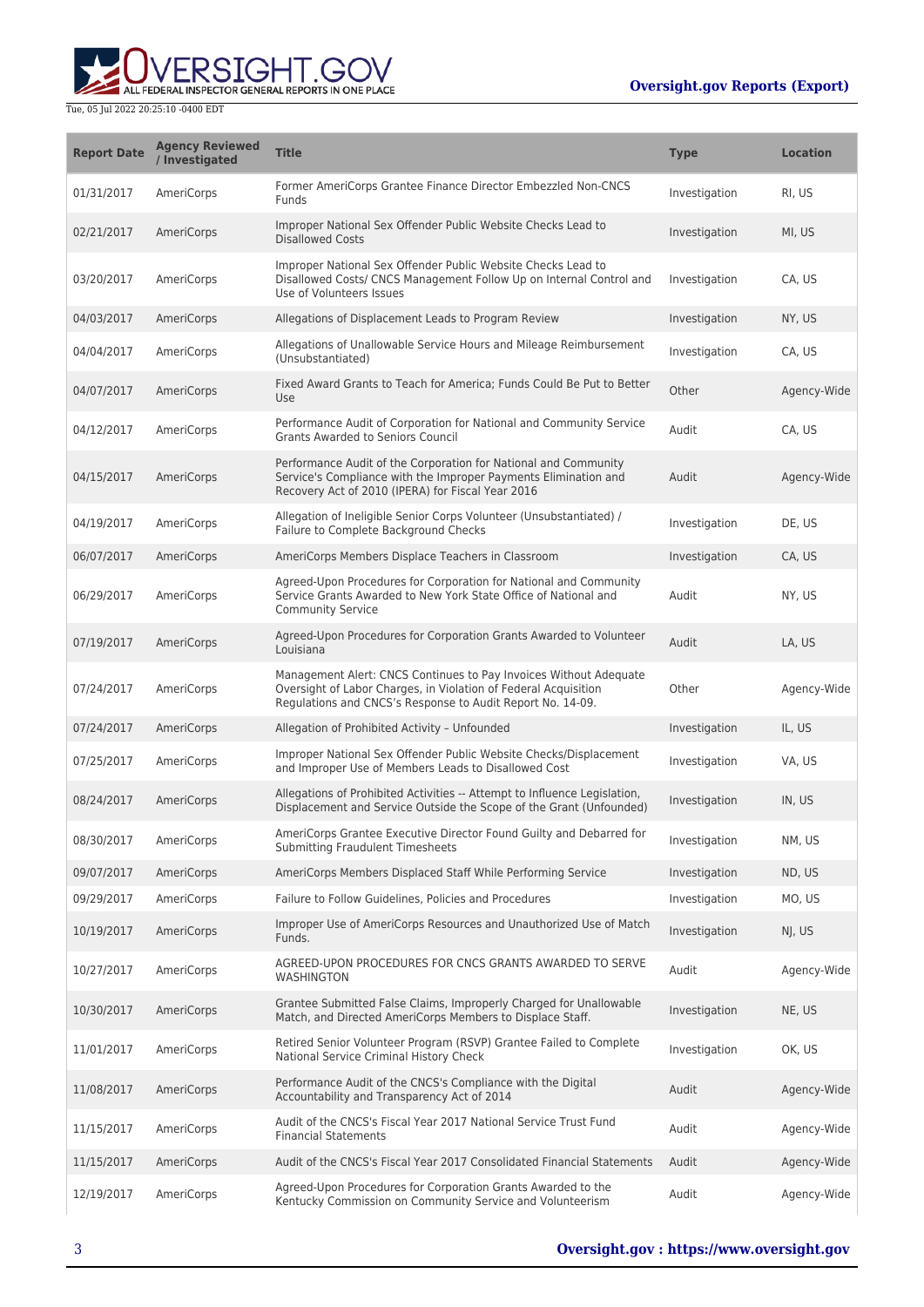| Report Date | Agency Reviewed / Investigated | Title | Type | Location |
| --- | --- | --- | --- | --- |
| 01/31/2017 | AmeriCorps | Former AmeriCorps Grantee Finance Director Embezzled Non-CNCS Funds | Investigation | RI, US |
| 02/21/2017 | AmeriCorps | Improper National Sex Offender Public Website Checks Lead to Disallowed Costs | Investigation | MI, US |
| 03/20/2017 | AmeriCorps | Improper National Sex Offender Public Website Checks Lead to Disallowed Costs/ CNCS Management Follow Up on Internal Control and Use of Volunteers Issues | Investigation | CA, US |
| 04/03/2017 | AmeriCorps | Allegations of Displacement Leads to Program Review | Investigation | NY, US |
| 04/04/2017 | AmeriCorps | Allegations of Unallowable Service Hours and Mileage Reimbursement (Unsubstantiated) | Investigation | CA, US |
| 04/07/2017 | AmeriCorps | Fixed Award Grants to Teach for America; Funds Could Be Put to Better Use | Other | Agency-Wide |
| 04/12/2017 | AmeriCorps | Performance Audit of Corporation for National and Community Service Grants Awarded to Seniors Council | Audit | CA, US |
| 04/15/2017 | AmeriCorps | Performance Audit of the Corporation for National and Community Service's Compliance with the Improper Payments Elimination and Recovery Act of 2010 (IPERA) for Fiscal Year 2016 | Audit | Agency-Wide |
| 04/19/2017 | AmeriCorps | Allegation of Ineligible Senior Corps Volunteer (Unsubstantiated) / Failure to Complete Background Checks | Investigation | DE, US |
| 06/07/2017 | AmeriCorps | AmeriCorps Members Displace Teachers in Classroom | Investigation | CA, US |
| 06/29/2017 | AmeriCorps | Agreed-Upon Procedures for Corporation for National and Community Service Grants Awarded to New York State Office of National and Community Service | Audit | NY, US |
| 07/19/2017 | AmeriCorps | Agreed-Upon Procedures for Corporation Grants Awarded to Volunteer Louisiana | Audit | LA, US |
| 07/24/2017 | AmeriCorps | Management Alert: CNCS Continues to Pay Invoices Without Adequate Oversight of Labor Charges, in Violation of Federal Acquisition Regulations and CNCS's Response to Audit Report No. 14-09. | Other | Agency-Wide |
| 07/24/2017 | AmeriCorps | Allegation of Prohibited Activity – Unfounded | Investigation | IL, US |
| 07/25/2017 | AmeriCorps | Improper National Sex Offender Public Website Checks/Displacement and Improper Use of Members Leads to Disallowed Cost | Investigation | VA, US |
| 08/24/2017 | AmeriCorps | Allegations of Prohibited Activities -- Attempt to Influence Legislation, Displacement and Service Outside the Scope of the Grant (Unfounded) | Investigation | IN, US |
| 08/30/2017 | AmeriCorps | AmeriCorps Grantee Executive Director Found Guilty and Debarred for Submitting Fraudulent Timesheets | Investigation | NM, US |
| 09/07/2017 | AmeriCorps | AmeriCorps Members Displaced Staff While Performing Service | Investigation | ND, US |
| 09/29/2017 | AmeriCorps | Failure to Follow Guidelines, Policies and Procedures | Investigation | MO, US |
| 10/19/2017 | AmeriCorps | Improper Use of AmeriCorps Resources and Unauthorized Use of Match Funds. | Investigation | NJ, US |
| 10/27/2017 | AmeriCorps | AGREED-UPON PROCEDURES FOR CNCS GRANTS AWARDED TO SERVE WASHINGTON | Audit | Agency-Wide |
| 10/30/2017 | AmeriCorps | Grantee Submitted False Claims, Improperly Charged for Unallowable Match, and Directed AmeriCorps Members to Displace Staff. | Investigation | NE, US |
| 11/01/2017 | AmeriCorps | Retired Senior Volunteer Program (RSVP) Grantee Failed to Complete National Service Criminal History Check | Investigation | OK, US |
| 11/08/2017 | AmeriCorps | Performance Audit of the CNCS's Compliance with the Digital Accountability and Transparency Act of 2014 | Audit | Agency-Wide |
| 11/15/2017 | AmeriCorps | Audit of the CNCS's Fiscal Year 2017 National Service Trust Fund Financial Statements | Audit | Agency-Wide |
| 11/15/2017 | AmeriCorps | Audit of the CNCS's Fiscal Year 2017 Consolidated Financial Statements | Audit | Agency-Wide |
| 12/19/2017 | AmeriCorps | Agreed-Upon Procedures for Corporation Grants Awarded to the Kentucky Commission on Community Service and Volunteerism | Audit | Agency-Wide |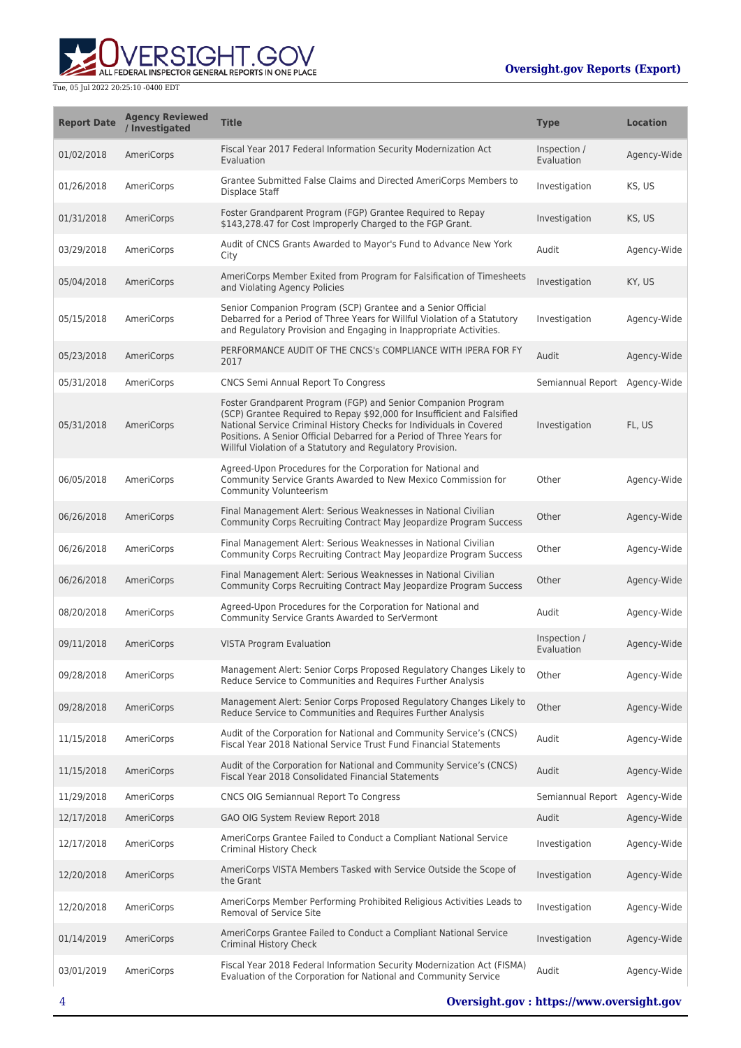| Report Date | Agency Reviewed / Investigated | Title | Type | Location |
|---|---|---|---|---|
| 01/02/2018 | AmeriCorps | Fiscal Year 2017 Federal Information Security Modernization Act Evaluation | Inspection / Evaluation | Agency-Wide |
| 01/26/2018 | AmeriCorps | Grantee Submitted False Claims and Directed AmeriCorps Members to Displace Staff | Investigation | KS, US |
| 01/31/2018 | AmeriCorps | Foster Grandparent Program (FGP) Grantee Required to Repay $143,278.47 for Cost Improperly Charged to the FGP Grant. | Investigation | KS, US |
| 03/29/2018 | AmeriCorps | Audit of CNCS Grants Awarded to Mayor's Fund to Advance New York City | Audit | Agency-Wide |
| 05/04/2018 | AmeriCorps | AmeriCorps Member Exited from Program for Falsification of Timesheets and Violating Agency Policies | Investigation | KY, US |
| 05/15/2018 | AmeriCorps | Senior Companion Program (SCP) Grantee and a Senior Official Debarred for a Period of Three Years for Willful Violation of a Statutory and Regulatory Provision and Engaging in Inappropriate Activities. | Investigation | Agency-Wide |
| 05/23/2018 | AmeriCorps | PERFORMANCE AUDIT OF THE CNCS's COMPLIANCE WITH IPERA FOR FY 2017 | Audit | Agency-Wide |
| 05/31/2018 | AmeriCorps | CNCS Semi Annual Report To Congress | Semiannual Report | Agency-Wide |
| 05/31/2018 | AmeriCorps | Foster Grandparent Program (FGP) and Senior Companion Program (SCP) Grantee Required to Repay $92,000 for Insufficient and Falsified National Service Criminal History Checks for Individuals in Covered Positions. A Senior Official Debarred for a Period of Three Years for Willful Violation of a Statutory and Regulatory Provision. | Investigation | FL, US |
| 06/05/2018 | AmeriCorps | Agreed-Upon Procedures for the Corporation for National and Community Service Grants Awarded to New Mexico Commission for Community Volunteerism | Other | Agency-Wide |
| 06/26/2018 | AmeriCorps | Final Management Alert: Serious Weaknesses in National Civilian Community Corps Recruiting Contract May Jeopardize Program Success | Other | Agency-Wide |
| 06/26/2018 | AmeriCorps | Final Management Alert: Serious Weaknesses in National Civilian Community Corps Recruiting Contract May Jeopardize Program Success | Other | Agency-Wide |
| 06/26/2018 | AmeriCorps | Final Management Alert: Serious Weaknesses in National Civilian Community Corps Recruiting Contract May Jeopardize Program Success | Other | Agency-Wide |
| 08/20/2018 | AmeriCorps | Agreed-Upon Procedures for the Corporation for National and Community Service Grants Awarded to SerVermont | Audit | Agency-Wide |
| 09/11/2018 | AmeriCorps | VISTA Program Evaluation | Inspection / Evaluation | Agency-Wide |
| 09/28/2018 | AmeriCorps | Management Alert: Senior Corps Proposed Regulatory Changes Likely to Reduce Service to Communities and Requires Further Analysis | Other | Agency-Wide |
| 09/28/2018 | AmeriCorps | Management Alert: Senior Corps Proposed Regulatory Changes Likely to Reduce Service to Communities and Requires Further Analysis | Other | Agency-Wide |
| 11/15/2018 | AmeriCorps | Audit of the Corporation for National and Community Service's (CNCS) Fiscal Year 2018 National Service Trust Fund Financial Statements | Audit | Agency-Wide |
| 11/15/2018 | AmeriCorps | Audit of the Corporation for National and Community Service's (CNCS) Fiscal Year 2018 Consolidated Financial Statements | Audit | Agency-Wide |
| 11/29/2018 | AmeriCorps | CNCS OIG Semiannual Report To Congress | Semiannual Report | Agency-Wide |
| 12/17/2018 | AmeriCorps | GAO OIG System Review Report 2018 | Audit | Agency-Wide |
| 12/17/2018 | AmeriCorps | AmeriCorps Grantee Failed to Conduct a Compliant National Service Criminal History Check | Investigation | Agency-Wide |
| 12/20/2018 | AmeriCorps | AmeriCorps VISTA Members Tasked with Service Outside the Scope of the Grant | Investigation | Agency-Wide |
| 12/20/2018 | AmeriCorps | AmeriCorps Member Performing Prohibited Religious Activities Leads to Removal of Service Site | Investigation | Agency-Wide |
| 01/14/2019 | AmeriCorps | AmeriCorps Grantee Failed to Conduct a Compliant National Service Criminal History Check | Investigation | Agency-Wide |
| 03/01/2019 | AmeriCorps | Fiscal Year 2018 Federal Information Security Modernization Act (FISMA) Evaluation of the Corporation for National and Community Service | Audit | Agency-Wide |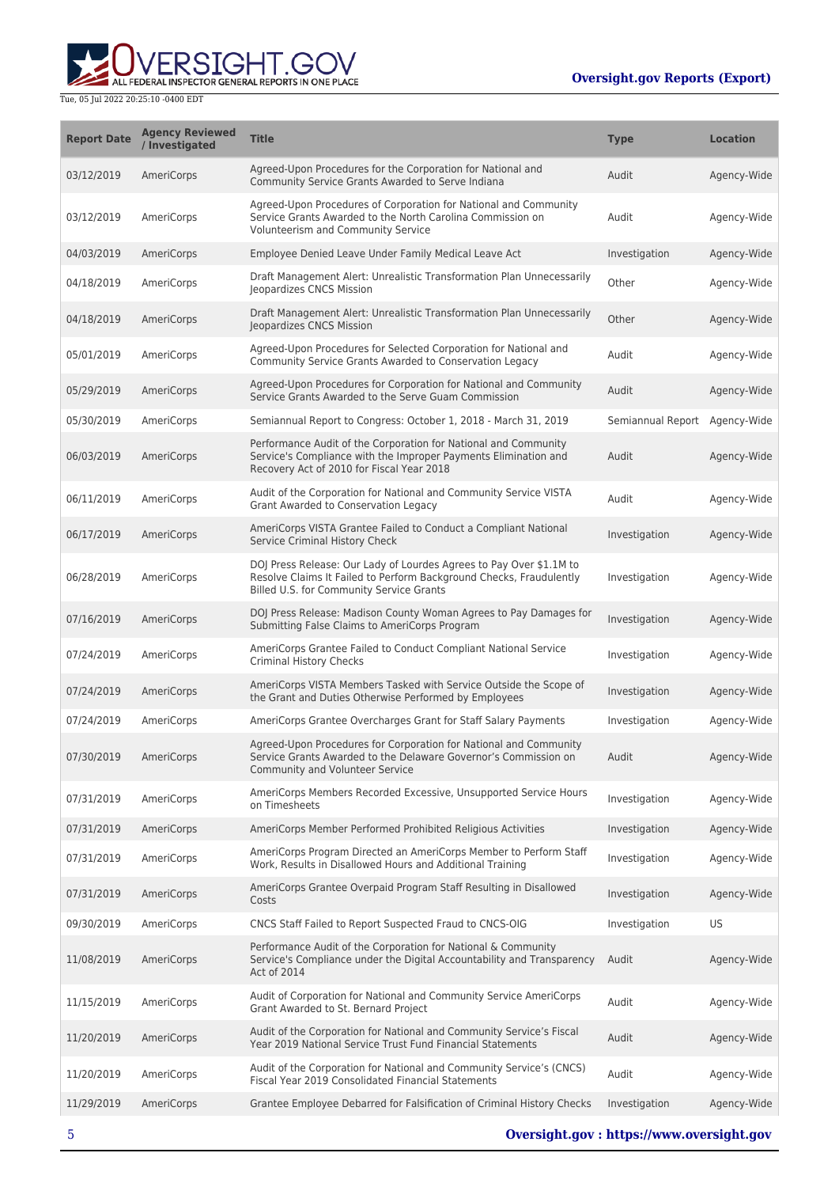| Report Date | Agency Reviewed / Investigated | Title | Type | Location |
| --- | --- | --- | --- | --- |
| 03/12/2019 | AmeriCorps | Agreed-Upon Procedures for the Corporation for National and Community Service Grants Awarded to Serve Indiana | Audit | Agency-Wide |
| 03/12/2019 | AmeriCorps | Agreed-Upon Procedures of Corporation for National and Community Service Grants Awarded to the North Carolina Commission on Volunteerism and Community Service | Audit | Agency-Wide |
| 04/03/2019 | AmeriCorps | Employee Denied Leave Under Family Medical Leave Act | Investigation | Agency-Wide |
| 04/18/2019 | AmeriCorps | Draft Management Alert: Unrealistic Transformation Plan Unnecessarily Jeopardizes CNCS Mission | Other | Agency-Wide |
| 04/18/2019 | AmeriCorps | Draft Management Alert: Unrealistic Transformation Plan Unnecessarily Jeopardizes CNCS Mission | Other | Agency-Wide |
| 05/01/2019 | AmeriCorps | Agreed-Upon Procedures for Selected Corporation for National and Community Service Grants Awarded to Conservation Legacy | Audit | Agency-Wide |
| 05/29/2019 | AmeriCorps | Agreed-Upon Procedures for Corporation for National and Community Service Grants Awarded to the Serve Guam Commission | Audit | Agency-Wide |
| 05/30/2019 | AmeriCorps | Semiannual Report to Congress: October 1, 2018 - March 31, 2019 | Semiannual Report | Agency-Wide |
| 06/03/2019 | AmeriCorps | Performance Audit of the Corporation for National and Community Service's Compliance with the Improper Payments Elimination and Recovery Act of 2010 for Fiscal Year 2018 | Audit | Agency-Wide |
| 06/11/2019 | AmeriCorps | Audit of the Corporation for National and Community Service VISTA Grant Awarded to Conservation Legacy | Audit | Agency-Wide |
| 06/17/2019 | AmeriCorps | AmeriCorps VISTA Grantee Failed to Conduct a Compliant National Service Criminal History Check | Investigation | Agency-Wide |
| 06/28/2019 | AmeriCorps | DOJ Press Release: Our Lady of Lourdes Agrees to Pay Over $1.1M to Resolve Claims It Failed to Perform Background Checks, Fraudulently Billed U.S. for Community Service Grants | Investigation | Agency-Wide |
| 07/16/2019 | AmeriCorps | DOJ Press Release: Madison County Woman Agrees to Pay Damages for Submitting False Claims to AmeriCorps Program | Investigation | Agency-Wide |
| 07/24/2019 | AmeriCorps | AmeriCorps Grantee Failed to Conduct Compliant National Service Criminal History Checks | Investigation | Agency-Wide |
| 07/24/2019 | AmeriCorps | AmeriCorps VISTA Members Tasked with Service Outside the Scope of the Grant and Duties Otherwise Performed by Employees | Investigation | Agency-Wide |
| 07/24/2019 | AmeriCorps | AmeriCorps Grantee Overcharges Grant for Staff Salary Payments | Investigation | Agency-Wide |
| 07/30/2019 | AmeriCorps | Agreed-Upon Procedures for Corporation for National and Community Service Grants Awarded to the Delaware Governor's Commission on Community and Volunteer Service | Audit | Agency-Wide |
| 07/31/2019 | AmeriCorps | AmeriCorps Members Recorded Excessive, Unsupported Service Hours on Timesheets | Investigation | Agency-Wide |
| 07/31/2019 | AmeriCorps | AmeriCorps Member Performed Prohibited Religious Activities | Investigation | Agency-Wide |
| 07/31/2019 | AmeriCorps | AmeriCorps Program Directed an AmeriCorps Member to Perform Staff Work, Results in Disallowed Hours and Additional Training | Investigation | Agency-Wide |
| 07/31/2019 | AmeriCorps | AmeriCorps Grantee Overpaid Program Staff Resulting in Disallowed Costs | Investigation | Agency-Wide |
| 09/30/2019 | AmeriCorps | CNCS Staff Failed to Report Suspected Fraud to CNCS-OIG | Investigation | US |
| 11/08/2019 | AmeriCorps | Performance Audit of the Corporation for National & Community Service's Compliance under the Digital Accountability and Transparency Act of 2014 | Audit | Agency-Wide |
| 11/15/2019 | AmeriCorps | Audit of Corporation for National and Community Service AmeriCorps Grant Awarded to St. Bernard Project | Audit | Agency-Wide |
| 11/20/2019 | AmeriCorps | Audit of the Corporation for National and Community Service's Fiscal Year 2019 National Service Trust Fund Financial Statements | Audit | Agency-Wide |
| 11/20/2019 | AmeriCorps | Audit of the Corporation for National and Community Service's (CNCS) Fiscal Year 2019 Consolidated Financial Statements | Audit | Agency-Wide |
| 11/29/2019 | AmeriCorps | Grantee Employee Debarred for Falsification of Criminal History Checks | Investigation | Agency-Wide |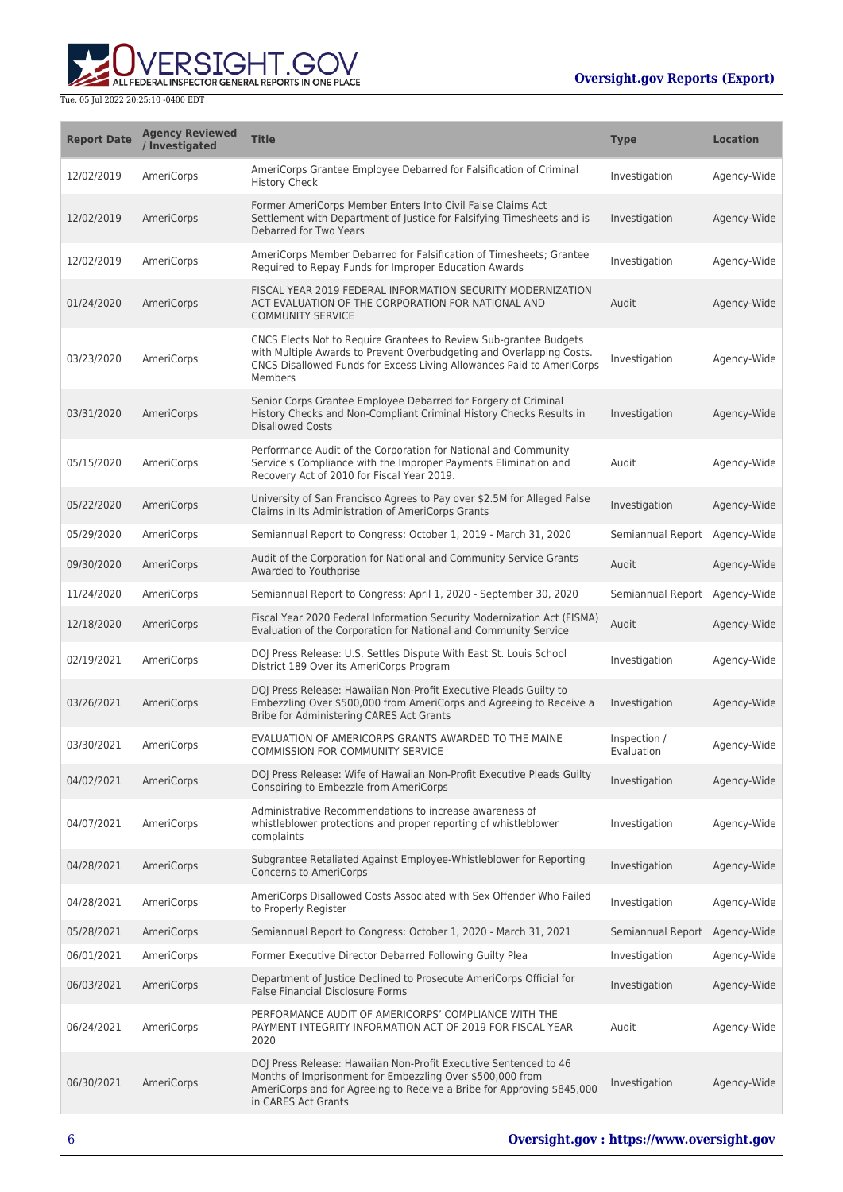| Report Date | Agency Reviewed / Investigated | Title | Type | Location |
|---|---|---|---|---|
| 12/02/2019 | AmeriCorps | AmeriCorps Grantee Employee Debarred for Falsification of Criminal History Check | Investigation | Agency-Wide |
| 12/02/2019 | AmeriCorps | Former AmeriCorps Member Enters Into Civil False Claims Act Settlement with Department of Justice for Falsifying Timesheets and is Debarred for Two Years | Investigation | Agency-Wide |
| 12/02/2019 | AmeriCorps | AmeriCorps Member Debarred for Falsification of Timesheets; Grantee Required to Repay Funds for Improper Education Awards | Investigation | Agency-Wide |
| 01/24/2020 | AmeriCorps | FISCAL YEAR 2019 FEDERAL INFORMATION SECURITY MODERNIZATION ACT EVALUATION OF THE CORPORATION FOR NATIONAL AND COMMUNITY SERVICE | Audit | Agency-Wide |
| 03/23/2020 | AmeriCorps | CNCS Elects Not to Require Grantees to Review Sub-grantee Budgets with Multiple Awards to Prevent Overbudgeting and Overlapping Costs. CNCS Disallowed Funds for Excess Living Allowances Paid to AmeriCorps Members | Investigation | Agency-Wide |
| 03/31/2020 | AmeriCorps | Senior Corps Grantee Employee Debarred for Forgery of Criminal History Checks and Non-Compliant Criminal History Checks Results in Disallowed Costs | Investigation | Agency-Wide |
| 05/15/2020 | AmeriCorps | Performance Audit of the Corporation for National and Community Service's Compliance with the Improper Payments Elimination and Recovery Act of 2010 for Fiscal Year 2019. | Audit | Agency-Wide |
| 05/22/2020 | AmeriCorps | University of San Francisco Agrees to Pay over $2.5M for Alleged False Claims in Its Administration of AmeriCorps Grants | Investigation | Agency-Wide |
| 05/29/2020 | AmeriCorps | Semiannual Report to Congress: October 1, 2019 - March 31, 2020 | Semiannual Report | Agency-Wide |
| 09/30/2020 | AmeriCorps | Audit of the Corporation for National and Community Service Grants Awarded to Youthprise | Audit | Agency-Wide |
| 11/24/2020 | AmeriCorps | Semiannual Report to Congress: April 1, 2020 - September 30, 2020 | Semiannual Report | Agency-Wide |
| 12/18/2020 | AmeriCorps | Fiscal Year 2020 Federal Information Security Modernization Act (FISMA) Evaluation of the Corporation for National and Community Service | Audit | Agency-Wide |
| 02/19/2021 | AmeriCorps | DOJ Press Release: U.S. Settles Dispute With East St. Louis School District 189 Over its AmeriCorps Program | Investigation | Agency-Wide |
| 03/26/2021 | AmeriCorps | DOJ Press Release: Hawaiian Non-Profit Executive Pleads Guilty to Embezzling Over $500,000 from AmeriCorps and Agreeing to Receive a Bribe for Administering CARES Act Grants | Investigation | Agency-Wide |
| 03/30/2021 | AmeriCorps | EVALUATION OF AMERICORPS GRANTS AWARDED TO THE MAINE COMMISSION FOR COMMUNITY SERVICE | Inspection / Evaluation | Agency-Wide |
| 04/02/2021 | AmeriCorps | DOJ Press Release: Wife of Hawaiian Non-Profit Executive Pleads Guilty Conspiring to Embezzle from AmeriCorps | Investigation | Agency-Wide |
| 04/07/2021 | AmeriCorps | Administrative Recommendations to increase awareness of whistleblower protections and proper reporting of whistleblower complaints | Investigation | Agency-Wide |
| 04/28/2021 | AmeriCorps | Subgrantee Retaliated Against Employee-Whistleblower for Reporting Concerns to AmeriCorps | Investigation | Agency-Wide |
| 04/28/2021 | AmeriCorps | AmeriCorps Disallowed Costs Associated with Sex Offender Who Failed to Properly Register | Investigation | Agency-Wide |
| 05/28/2021 | AmeriCorps | Semiannual Report to Congress: October 1, 2020 - March 31, 2021 | Semiannual Report | Agency-Wide |
| 06/01/2021 | AmeriCorps | Former Executive Director Debarred Following Guilty Plea | Investigation | Agency-Wide |
| 06/03/2021 | AmeriCorps | Department of Justice Declined to Prosecute AmeriCorps Official for False Financial Disclosure Forms | Investigation | Agency-Wide |
| 06/24/2021 | AmeriCorps | PERFORMANCE AUDIT OF AMERICORPS' COMPLIANCE WITH THE PAYMENT INTEGRITY INFORMATION ACT OF 2019 FOR FISCAL YEAR 2020 | Audit | Agency-Wide |
| 06/30/2021 | AmeriCorps | DOJ Press Release: Hawaiian Non-Profit Executive Sentenced to 46 Months of Imprisonment for Embezzling Over $500,000 from AmeriCorps and for Agreeing to Receive a Bribe for Approving $845,000 in CARES Act Grants | Investigation | Agency-Wide |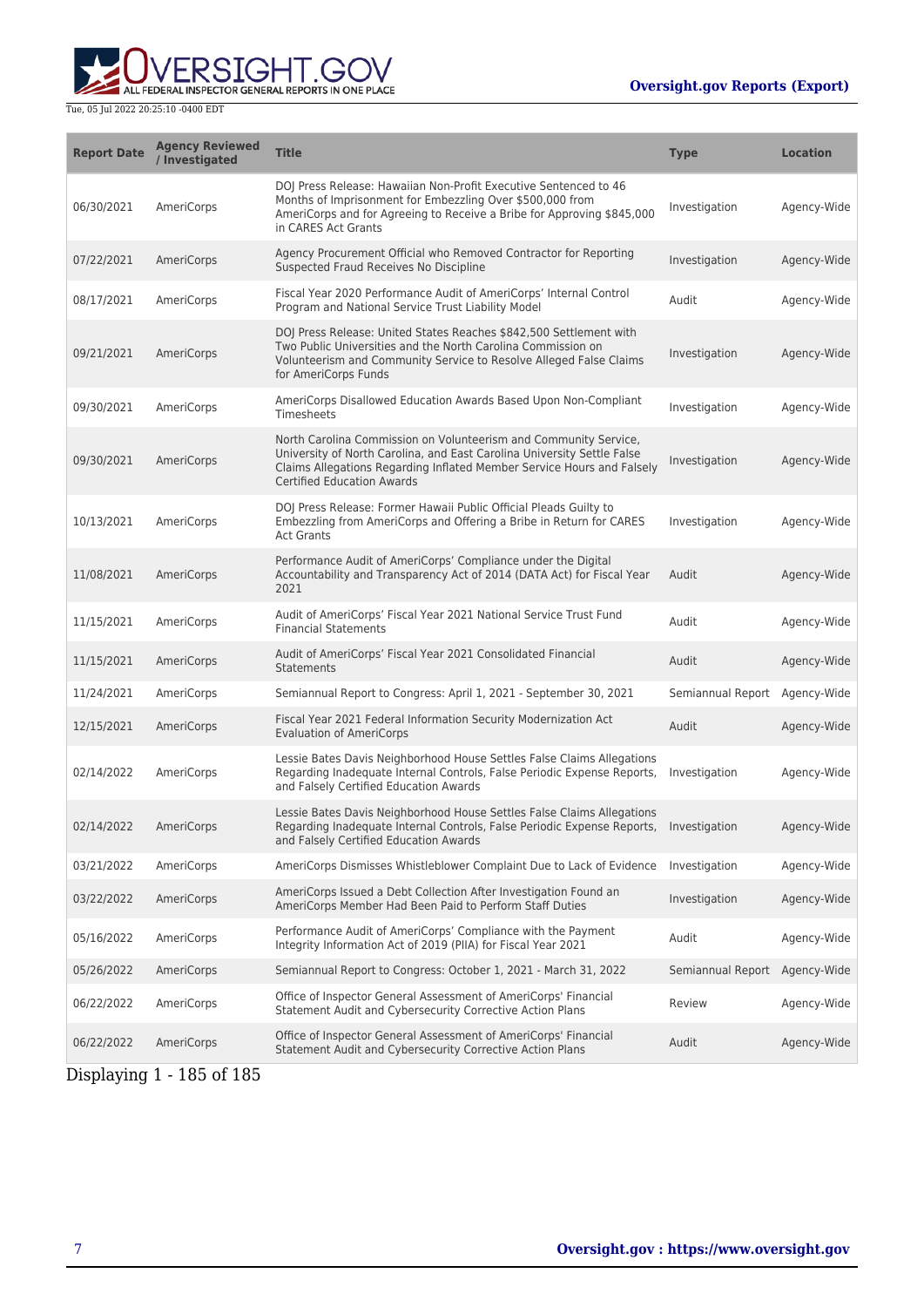| Report Date | Agency Reviewed / Investigated | Title | Type | Location |
| --- | --- | --- | --- | --- |
| 06/30/2021 | AmeriCorps | DOJ Press Release: Hawaiian Non-Profit Executive Sentenced to 46 Months of Imprisonment for Embezzling Over $500,000 from AmeriCorps and for Agreeing to Receive a Bribe for Approving $845,000 in CARES Act Grants | Investigation | Agency-Wide |
| 07/22/2021 | AmeriCorps | Agency Procurement Official who Removed Contractor for Reporting Suspected Fraud Receives No Discipline | Investigation | Agency-Wide |
| 08/17/2021 | AmeriCorps | Fiscal Year 2020 Performance Audit of AmeriCorps' Internal Control Program and National Service Trust Liability Model | Audit | Agency-Wide |
| 09/21/2021 | AmeriCorps | DOJ Press Release: United States Reaches $842,500 Settlement with Two Public Universities and the North Carolina Commission on Volunteerism and Community Service to Resolve Alleged False Claims for AmeriCorps Funds | Investigation | Agency-Wide |
| 09/30/2021 | AmeriCorps | AmeriCorps Disallowed Education Awards Based Upon Non-Compliant Timesheets | Investigation | Agency-Wide |
| 09/30/2021 | AmeriCorps | North Carolina Commission on Volunteerism and Community Service, University of North Carolina, and East Carolina University Settle False Claims Allegations Regarding Inflated Member Service Hours and Falsely Certified Education Awards | Investigation | Agency-Wide |
| 10/13/2021 | AmeriCorps | DOJ Press Release: Former Hawaii Public Official Pleads Guilty to Embezzling from AmeriCorps and Offering a Bribe in Return for CARES Act Grants | Investigation | Agency-Wide |
| 11/08/2021 | AmeriCorps | Performance Audit of AmeriCorps' Compliance under the Digital Accountability and Transparency Act of 2014 (DATA Act) for Fiscal Year 2021 | Audit | Agency-Wide |
| 11/15/2021 | AmeriCorps | Audit of AmeriCorps' Fiscal Year 2021 National Service Trust Fund Financial Statements | Audit | Agency-Wide |
| 11/15/2021 | AmeriCorps | Audit of AmeriCorps' Fiscal Year 2021 Consolidated Financial Statements | Audit | Agency-Wide |
| 11/24/2021 | AmeriCorps | Semiannual Report to Congress: April 1, 2021 - September 30, 2021 | Semiannual Report | Agency-Wide |
| 12/15/2021 | AmeriCorps | Fiscal Year 2021 Federal Information Security Modernization Act Evaluation of AmeriCorps | Audit | Agency-Wide |
| 02/14/2022 | AmeriCorps | Lessie Bates Davis Neighborhood House Settles False Claims Allegations Regarding Inadequate Internal Controls, False Periodic Expense Reports, and Falsely Certified Education Awards | Investigation | Agency-Wide |
| 02/14/2022 | AmeriCorps | Lessie Bates Davis Neighborhood House Settles False Claims Allegations Regarding Inadequate Internal Controls, False Periodic Expense Reports, and Falsely Certified Education Awards | Investigation | Agency-Wide |
| 03/21/2022 | AmeriCorps | AmeriCorps Dismisses Whistleblower Complaint Due to Lack of Evidence | Investigation | Agency-Wide |
| 03/22/2022 | AmeriCorps | AmeriCorps Issued a Debt Collection After Investigation Found an AmeriCorps Member Had Been Paid to Perform Staff Duties | Investigation | Agency-Wide |
| 05/16/2022 | AmeriCorps | Performance Audit of AmeriCorps' Compliance with the Payment Integrity Information Act of 2019 (PIIA) for Fiscal Year 2021 | Audit | Agency-Wide |
| 05/26/2022 | AmeriCorps | Semiannual Report to Congress: October 1, 2021 - March 31, 2022 | Semiannual Report | Agency-Wide |
| 06/22/2022 | AmeriCorps | Office of Inspector General Assessment of AmeriCorps' Financial Statement Audit and Cybersecurity Corrective Action Plans | Review | Agency-Wide |
| 06/22/2022 | AmeriCorps | Office of Inspector General Assessment of AmeriCorps' Financial Statement Audit and Cybersecurity Corrective Action Plans | Audit | Agency-Wide |

Displaying 1 - 185 of 185